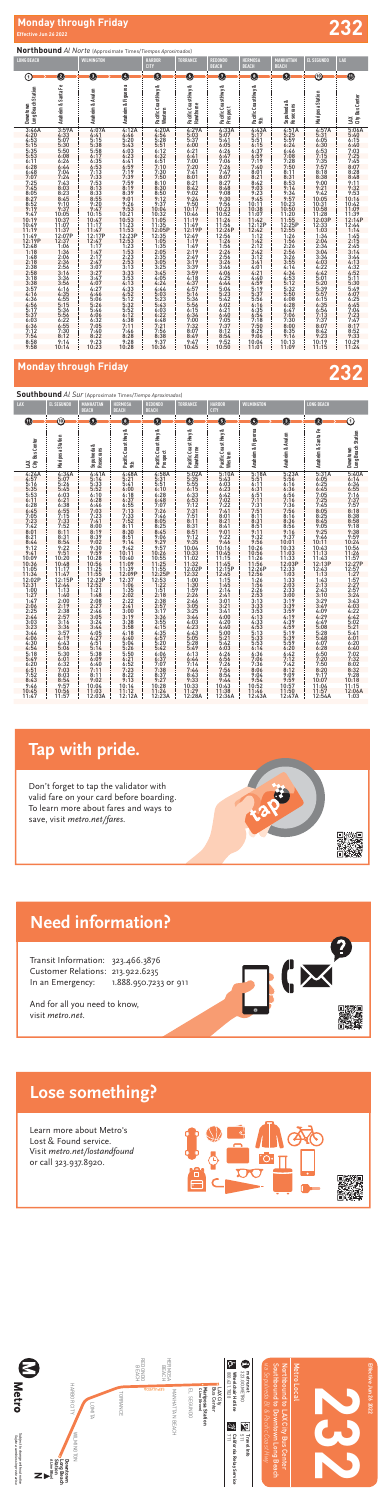# Monday through Friday

**Effective Jun 26 2022**

# 232

## Northbound *Al Norte* (Approximate Times/*Tiempos Aproximados*)

| LONG BEACH | | WILMINGTON | | HARBOR CITY | TORRANCE | REDONDO BEACH | HERMOSA BEACH | MANHATTAN BEACH | EL SEGUNDO | LAX |
|---|---|---|---|---|---|---|---|---|---|---|
| 1 | 2 | 3 | 4 | 5 | 6 | 7 | 8 | 9 | 10 | 11 |
| Downtown Long Beach Station | Anaheim St & Santa Fe | Anaheim & Avalon | Anaheim & Figueroa | Pacific Coast Hwy & Normandie | Pacific Coast Hwy & Hawthorne | Pacific Coast Hwy & Prospect | Pacific Coast Hwy & 1st | Sepulveda & Rosecrans | Mariposa Station | LAX City Bus Center |
| 3:46A | 3:59A | 4:07A | 4:12A | 4:20A | 4:27A | 4:33A | 4:42A | 4:51A | 4:57A | 5:06A |
| 4:20 | 4:33 | 4:41 | 4:46 | 4:56 | 5:03 | 5:07 | 5:17 | 5:26 | 5:31 | 5:40 |
| 4:57 | 5:10 | 5:18 | 5:23 | 5:33 | 5:40 | 5:47 | 5:57 | 6:06 | 6:12 | 6:21 |
| 5:15 | 5:30 | 5:38 | 5:43 | 5:51 | 6:00 | 6:05 | 6:15 | 6:25 | 6:30 | 6:40 |
| 5:35 | 5:50 | 5:58 | 6:02 | 6:12 | 6:21 | 6:26 | 6:37 | 6:47 | 6:52 | 7:02 |
| 5:53 | 6:08 | 6:17 | 6:23 | 6:32 | 6:41 | 6:47 | 6:59 | 7:08 | 7:15 | 7:25 |
| 6:11 | 6:26 | 6:35 | 6:41 | 6:51 | 7:00 | 7:06 | 7:19 | 7:28 | 7:35 | 7:45 |
| 6:28 | 6:44 | 6:53 | 6:59 | 7:10 | 7:20 | 7:26 | 7:40 | 7:50 | 7:57 | 8:07 |
| 6:48 | 7:04 | 7:13 | 7:19 | 7:30 | 7:41 | 7:47 | 8:01 | 8:11 | 8:18 | 8:28 |
| 7:07 | 7:24 | 7:33 | 7:39 | 7:50 | 8:01 | 8:07 | 8:21 | 8:31 | 8:38 | 8:48 |
| 7:25 | 7:43 | 7:53 | 7:59 | 8:10 | 8:21 | 8:27 | 8:42 | 8:53 | 9:00 | 9:11 |
| 7:45 | 8:03 | 8:13 | 8:19 | 8:30 | 8:42 | 8:48 | 9:03 | 9:14 | 9:21 | 9:32 |
| 8:05 | 8:23 | 8:33 | 8:39 | 8:50 | 9:02 | 9:08 | 9:23 | 9:34 | 9:42 | 9:53 |
| 8:27 | 8:45 | 8:55 | 9:01 | 9:12 | 9:24 | 9:30 | 9:45 | 9:57 | 10:05 | 10:16 |
| 8:52 | 9:10 | 9:20 | 9:26 | 9:37 | 9:49 | 9:56 | 10:11 | 10:23 | 10:31 | 10:42 |
| 9:17 | 9:37 | 9:47 | 9:53 | 10:04 | 10:17 | 10:23 | 10:38 | 10:50 | 10:58 | 11:09 |
| 9:47 | 10:05 | 10:15 | 10:21 | 10:32 | 10:46 | 10:52 | 11:07 | 11:20 | 11:28 | 11:39 |
| 10:19 | 10:37 | 10:47 | 10:53 | 11:05 | 11:19 | 11:26 | 11:42 | 11:55 | 12:03P | 12:14P |
| 10:49 | 11:07 | 11:17 | 11:23 | 11:35 | 11:49 | 11:56 | 12:12P | 12:25P | 12:33 | 12:44 |
| 11:19 | 11:37 | 11:47 | 11:53 | 12:05P | 12:19P | 12:26P | 12:42 | 12:55 | 1:03 | 1:14 |
| 11:47 | 12:07P | 12:17P | 12:23P | 12:35 | 12:49 | 12:56 | 1:12 | 1:25 | 1:34 | 1:46 |
| 12:19P | 12:37 | 12:47 | 12:53 | 1:05 | 1:19 | 1:26 | 1:42 | 1:56 | 2:04 | 2:15 |
| 12:43 | 1:01 | 1:12 | 1:18 | 1:31 | 1:45 | 1:52 | 2:08 | 2:22 | 2:30 | 2:41 |
| 1:06 | 1:24 | 1:36 | 1:42 | 1:55 | 2:09 | 2:16 | 2:32 | 2:46 | 2:54 | 3:05 |
| 1:30 | 1:48 | 1:59 | 2:05 | 2:19 | 2:33 | 2:40 | 2:56 | 3:10 | 3:18 | 3:29 |
| 1:48 | 2:06 | 2:17 | 2:23 | 2:35 | 2:49 | 2:56 | 3:12 | 3:26 | 3:34 | 3:44 |
| 2:10 | 2:28 | 2:40 | 2:46 | 3:00 | 3:14 | 3:21 | 3:37 | 3:51 | 3:59 | 4:10 |
| 2:38 | 2:56 | 3:07 | 3:13 | 3:27 | 3:41 | 3:48 | 4:04 | 4:18 | 4:26 | 4:37 |
| 2:58 | 3:16 | 3:27 | 3:33 | 3:47 | 4:01 | 4:08 | 4:24 | 4:38 | 4:46 | 4:57 |
| 3:18 | 3:36 | 3:47 | 3:53 | 4:07 | 4:21 | 4:28 | 4:44 | 4:58 | 5:06 | 5:17 |
| 3:38 | 3:56 | 4:07 | 4:13 | 4:26 | 4:40 | 4:47 | 5:03 | 5:17 | 5:25 | 5:36 |
| 3:57 | 4:16 | 4:27 | 4:33 | 4:46 | 5:00 | 5:07 | 5:23 | 5:37 | 5:45 | 5:56 |
| 4:16 | 4:35 | 4:46 | 4:52 | 5:05 | 5:19 | 5:26 | 5:42 | 5:56 | 6:04 | 6:15 |
| 4:36 | 4:55 | 5:06 | 5:12 | 5:25 | 5:39 | 5:46 | 6:02 | 6:16 | 6:24 | 6:35 |
| 4:56 | 5:15 | 5:26 | 5:32 | 5:45 | 5:59 | 6:06 | 6:21 | 6:35 | 6:43 | 6:54 |
| 5:17 | 5:36 | 5:46 | 5:52 | 6:05 | 6:18 | 6:25 | 6:40 | 6:53 | 7:01 | 7:12 |
| 5:37 | 5:56 | 6:06 | 6:12 | 6:24 | 6:37 | 6:44 | 6:58 | 7:11 | 7:19 | 7:30 |
| 6:07 | 6:25 | 6:35 | 6:41 | 6:53 | 7:05 | 7:12 | 7:26 | 7:38 | 7:46 | 7:57 |
| 6:36 | 6:54 | 7:04 | 7:10 | 7:22 | 7:34 | 7:40 | 7:54 | 8:06 | 8:14 | 8:24 |
| 7:12 | 7:30 | 7:39 | 7:45 | 7:56 | 8:07 | 8:13 | 8:26 | 8:38 | 8:45 | 8:55 |
| 8:58 | 9:14 | 9:23 | 9:28 | 9:37 | 9:47 | 9:52 | 10:04 | 10:14 | 10:19 | 10:29 |
| 9:58 | 10:14 | 10:23 | 10:28 | 10:36 | 10:45 | 10:50 | 11:01 | 11:09 | 11:15 | 11:24 |

# Monday through Friday

# 232

## Southbound *Al Sur* (Approximate Times/*Tiempos Aproximados*)

| LAX | EL SEGUNDO | MANHATTAN BEACH | HERMOSA BEACH | REDONDO BEACH | TORRANCE | HARBOR CITY | WILMINGTON | | LONG BEACH | |
|---|---|---|---|---|---|---|---|---|---|---|
| 11 | 10 | 9 | 8 | 7 | 6 | 5 | 4 | 3 | 2 | 1 |
| LAX City Bus Center | Mariposa Station | Sepulveda & Rosecrans | Pacific Coast Hwy & 1st | Pacific Coast Hwy & Prospect | Pacific Coast Hwy & Hawthorne | Pacific Coast Hwy & Western | Anaheim & Figueroa | Anaheim & Avalon | Anaheim & Santa Fe | Downtown Long Beach Station |
| 4:26A | 4:35A | 4:41A | 4:48A | 4:56A | 5:02A | 5:10A | 5:18A | 5:23A | 5:31A | 5:40A |
| 4:57 | 5:07 | 5:16 | 5:21 | 5:29 | 5:35 | 5:43 | 5:51 | 5:56 | 6:05 | 6:14 |
| 5:16 | 5:26 | 5:35 | 5:41 | 5:49 | 5:55 | 6:03 | 6:11 | 6:16 | 6:25 | 6:36 |
| 5:35 | 5:45 | 5:54 | 6:00 | 6:08 | 6:15 | 6:23 | 6:31 | 6:36 | 6:45 | 6:55 |
| 5:53 | 6:03 | 6:12 | 6:18 | 6:26 | 6:33 | 6:42 | 6:51 | 6:56 | 7:05 | 7:16 |
| 6:11 | 6:21 | 6:30 | 6:37 | 6:45 | 6:52 | 7:02 | 7:11 | 7:16 | 7:25 | 7:36 |
| 6:28 | 6:39 | 6:48 | 6:55 | 7:04 | 7:12 | 7:22 | 7:31 | 7:36 | 7:45 | 7:57 |
| 6:45 | 6:56 | 7:06 | 7:13 | 7:22 | 7:31 | 7:41 | 7:51 | 7:56 | 8:05 | 8:18 |
| 7:03 | 7:14 | 7:24 | 7:31 | 7:41 | 7:50 | 8:01 | 8:11 | 8:16 | 8:25 | 8:38 |
| 7:23 | 7:34 | 7:44 | 7:52 | 8:02 | 8:11 | 8:22 | 8:32 | 8:37 | 8:46 | 8:58 |
| 7:42 | 7:53 | 8:04 | 8:11 | 8:21 | 8:31 | 8:42 | 8:51 | 8:56 | 9:05 | 9:18 |
| 8:01 | 8:12 | 8:23 | 8:31 | 8:41 | 8:51 | 9:02 | 9:11 | 9:16 | 9:25 | 9:38 |
| 8:21 | 8:31 | 8:42 | 8:51 | 9:01 | 9:11 | 9:22 | 9:32 | 9:37 | 9:46 | 9:59 |
| 8:46 | 8:56 | 9:07 | 9:15 | 9:25 | 9:35 | 9:46 | 9:56 | 10:01 | 10:11 | 10:24 |
| 9:12 | 9:22 | 9:33 | 9:42 | 9:52 | 10:03 | 10:14 | 10:24 | 10:29 | 10:39 | 10:52 |
| 9:41 | 9:51 | 10:02 | 10:11 | 10:22 | 10:33 | 10:44 | 10:54 | 10:59 | 11:09 | 11:22 |
| 10:09 | 10:20 | 10:31 | 10:40 | 10:51 | 11:02 | 11:13 | 11:24 | 11:29 | 11:39 | 11:52 |
| 10:36 | 10:48 | 10:59 | 11:09 | 11:20 | 11:31 | 11:42 | 11:53 | 11:58 | 12:08P | 12:21P |
| 11:06 | 11:18 | 11:29 | 11:39 | 11:50 | 12:01P | 12:13P | 12:24P | 12:29P | 12:39 | 12:52 |
| 11:36 | 11:48 | 11:59 | 12:09P | 12:20P | 12:31 | 12:43 | 12:54 | 12:59 | 1:09 | 1:22 |
| 12:06P | 12:18P | 12:29P | 12:39 | 12:50 | 1:01 | 1:13 | 1:24 | 1:29 | 1:39 | 1:52 |
| 12:31 | 12:44 | 12:55 | 1:05 | 1:16 | 1:28 | 1:40 | 1:51 | 1:56 | 2:06 | 2:19 |
| 1:00 | 1:13 | 1:24 | 1:35 | 1:46 | 1:58 | 2:10 | 2:21 | 2:26 | 2:36 | 2:49 |
| 1:27 | 1:40 | 1:52 | 2:03 | 2:15 | 2:27 | 2:39 | 2:50 | 2:55 | 3:05 | 3:18 |
| 1:50 | 2:03 | 2:15 | 2:26 | 2:38 | 2:50 | 3:02 | 3:13 | 3:18 | 3:28 | 3:41 |
| 2:10 | 2:23 | 2:35 | 2:46 | 2:58 | 3:10 | 3:22 | 3:33 | 3:38 | 3:48 | 4:01 |
| 2:29 | 2:42 | 2:54 | 3:05 | 3:17 | 3:29 | 3:41 | 3:52 | 3:57 | 4:07 | 4:20 |
| 2:48 | 3:01 | 3:13 | 3:24 | 3:36 | 3:48 | 4:00 | 4:11 | 4:16 | 4:26 | 4:39 |
| 3:07 | 3:20 | 3:32 | 3:43 | 3:55 | 4:07 | 4:19 | 4:30 | 4:35 | 4:45 | 4:58 |
| 3:26 | 3:39 | 3:51 | 4:02 | 4:14 | 4:26 | 4:38 | 4:49 | 4:54 | 5:04 | 5:17 |
| 3:46 | 3:59 | 4:11 | 4:22 | 4:34 | 4:46 | 4:58 | 5:09 | 5:14 | 5:24 | 5:37 |
| 4:06 | 4:19 | 4:31 | 4:42 | 4:54 | 5:06 | 5:18 | 5:29 | 5:34 | 5:44 | 5:57 |
| 4:26 | 4:39 | 4:51 | 5:02 | 5:14 | 5:26 | 5:38 | 5:49 | 5:54 | 6:04 | 6:16 |
| 4:46 | 4:59 | 5:11 | 5:22 | 5:34 | 5:46 | 5:58 | 6:09 | 6:14 | 6:23 | 6:35 |
| 5:11 | 5:24 | 5:36 | 5:47 | 5:59 | 6:10 | 6:21 | 6:31 | 6:36 | 6:45 | 6:57 |
| 5:37 | 5:49 | 6:01 | 6:12 | 6:23 | 6:34 | 6:44 | 6:54 | 6:59 | 7:08 | 7:19 |
| 6:06 | 6:18 | 6:29 | 6:39 | 6:50 | 7:00 | 7:10 | 7:20 | 7:25 | 7:34 | 7:45 |
| 6:41 | 6:52 | 7:02 | 7:12 | 7:22 | 7:31 | 7:40 | 7:49 | 7:54 | 8:02 | 8:13 |
| 7:26 | 7:36 | 7:46 | 7:55 | 8:04 | 8:13 | 8:21 | 8:30 | 8:35 | 8:43 | 8:54 |
| 8:14 | 8:24 | 8:34 | 8:42 | 8:51 | 8:59 | 9:06 | 9:14 | 9:18 | 9:26 | 9:36 |
| 9:09 | 9:18 | 9:27 | 9:35 | 9:43 | 9:50 | 9:57 | 10:04 | 10:08 | 10:16 | 10:26 |
| 10:49 | 10:56 | 11:03 | 11:10 | 11:17 | 11:23 | 11:29 | 11:36 | 11:40 | 11:48 | 11:57 |
| 11:47 | 11:57 | 12:03A | 12:10A | 12:16A | 12:22A | 12:28A | 12:35A | 12:39A | 12:45A | 12:54A |

# Tap with pride.

Don't forget to tap the validator with valid fare on your card before boarding. To learn more about fares and ways to save, visit *metro.net/fares*.

# Need information?

Transit Information: 323.466.3876
Customer Relations: 213.922.6235
In an Emergency: 1.888.950.7233 or 911

And for all you need to know, visit *metro.net*.

# Lose something?

Learn more about Metro's Lost & Found service. Visit *metro.net/lostandfound* or call 323.937.8920.

# 232

Metro Local

Northbound to LAX City Bus Center
Southbound to Downtown Long Beach
*Al Norte a LAX City Bus Center*
*Al Sur a Downtown Long Beach*

Effective Jun 26 2022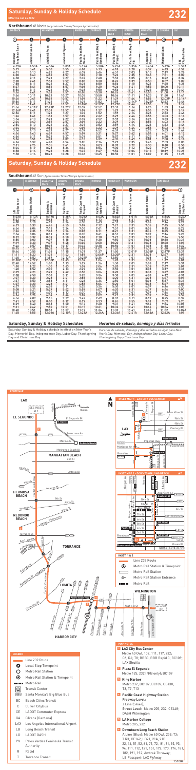# Saturday, Sunday & Holiday Schedule — 232

Effective Jun 26 2022

## Northbound *Al Norte (Approximate Times/Tiempos Aproximados)*

| LONG BEACH | | WILMINGTON | HARBOR CITY | TORRANCE | | REDONDO BEACH | HERMOSA BEACH | MANHATTAN BEACH | EL SEGUNDO | LAX |
|---|---|---|---|---|---|---|---|---|---|---|
| 1 | 2 | 3 | 4 | 5 | 6 | 7 | 8 | 9 | 10 | 11 |
| Downtown Long Beach Station | Anaheim St & Santa Fe | Anaheim & Avalon | Pacific Coast Hwy & Figueroa | Pacific Coast Hwy & Crenshaw | Pacific Coast Hwy & Hawthorne | Pacific Coast Hwy & Prospect | Pacific Coast Hwy & Aviation | Sepulveda & Rosecrans | Mariposa Station | LAX City Bus Center |
| 4:39A | 4:50A | 4:58A | 5:03A | 5:12A | 5:20A | 5:25A | 5:35A | 5:43A | 5:49A | 5:57A |
| 5:29 | 5:41 | 5:50 | 5:55 | 6:04 | 6:13 | 6:18 | 6:28 | 6:37 | 6:43 | 6:52 |
| 6:01 | 6:13 | 6:22 | 6:27 | 6:37 | 6:46 | 6:51 | 7:03 | 7:13 | 7:19 | 7:28 |
| 6:30 | 6:43 | 6:52 | 6:57 | 7:07 | 7:18 | 7:23 | 7:35 | 7:45 | 7:51 | 8:00 |
| 6:58 | 7:11 | 7:22 | 7:27 | 7:37 | 7:48 | 7:53 | 8:05 | 8:16 | 8:22 | 8:32 |
| 7:28 | 7:41 | 7:51 | 7:57 | 8:08 | 8:20 | 8:24 | 8:39 | 8:50 | 8:57 | 9:07 |
| 7:58 | 8:11 | 8:21 | 8:27 | 8:38 | 8:50 | 8:56 | 9:10 | 9:21 | 9:28 | 9:39 |
| 8:27 | 8:41 | 8:51 | 8:57 | 9:08 | 9:20 | 9:26 | 9:41 | 9:51 | 10:00 | 10:11 |
| 8:56 | 9:11 | 9:21 | 9:27 | 9:38 | 9:50 | 9:56 | 10:11 | 10:23 | 10:30 | 10:41 |
| 9:26 | 9:41 | 9:51 | 9:57 | 10:08 | 10:20 | 10:26 | 10:41 | 10:53 | 11:00 | 11:11 |
| 9:56 | 10:11 | 10:21 | 10:27 | 10:38 | 10:50 | 10:56 | 11:11 | 11:23 | 11:30 | 11:41 |
| 10:26 | 10:41 | 10:51 | 10:57 | 11:09 | 11:22 | 11:29 | 11:44 | 11:56 | 12:03P | 12:14P |
| 10:56 | 11:11 | 11:21 | 11:27 | 11:39 | 11:52 | 11:59 | 12:14P | 12:26P | 12:33 | 12:44 |
| 11:26 | 11:41 | 11:51 | 11:57 | 12:09P | 12:22P | 12:29 | 12:44 | 12:56 | 1:03 | 1:14 |
| 11:56 | 12:11P | 12:21P | 12:27P | 12:39 | 12:52 | 12:59 | 1:14 | 1:26 | 1:33 | 1:44 |
| 12:26P | 12:41 | 12:51 | 12:57 | 1:09 | 1:22 | 1:29 | 1:44 | 1:56 | 2:03 | 2:14 |
| 12:56 | 1:11 | 1:21 | 1:27 | 1:39 | 1:52 | 1:59 | 2:14 | 2:26 | 2:33 | 2:44 |
| 1:26 | 1:41 | 1:51 | 1:57 | 2:09 | 2:22 | 2:29 | 2:44 | 2:56 | 3:03 | 3:14 |
| 1:56 | 2:10 | 2:21 | 2:27 | 2:39 | 2:52 | 2:59 | 3:14 | 3:26 | 3:33 | 3:44 |
| 2:25 | 2:40 | 2:51 | 2:57 | 3:09 | 3:22 | 3:29 | 3:44 | 3:56 | 4:03 | 4:14 |
| 2:54 | 3:10 | 3:21 | 3:27 | 3:39 | 3:52 | 3:59 | 4:14 | 4:26 | 4:33 | 4:44 |
| 3:24 | 3:40 | 3:51 | 3:57 | 4:09 | 4:22 | 4:29 | 4:44 | 4:56 | 5:03 | 5:14 |
| 3:54 | 4:10 | 4:21 | 4:27 | 4:39 | 4:52 | 4:59 | 5:14 | 5:26 | 5:33 | 5:44 |
| 4:24 | 4:40 | 4:51 | 4:57 | 5:09 | 5:21 | 5:27 | 5:42 | 5:54 | 6:01 | 6:12 |
| 4:56 | 5:11 | 5:21 | 5:27 | 5:39 | 5:51 | 5:57 | 6:12 | 6:23 | 6:30 | 6:41 |
| 5:36 | 5:51 | 6:01 | 6:07 | 6:18 | 6:29 | 6:35 | 6:49 | 7:01 | 7:08 | 7:18 |
| 6:26 | 6:39 | 6:48 | 6:54 | 7:05 | 7:16 | 7:22 | 7:35 | 7:46 | 7:53 | 8:03 |
| 7:11 | 7:26 | 7:35 | 7:41 | 7:52 | 8:03 | 8:09 | 8:22 | 8:33 | 8:40 | 8:50 |
| 8:04 | 8:19 | 8:28 | 8:34 | 8:44 | 8:54 | 9:00 | 9:12 | 9:22 | 9:29 | 9:39 |
| 8:59 | 9:14 | 9:23 | 9:28 | 9:37 | 9:47 | 9:52 | 10:04 | 10:13 | 10:19 | 10:29 |
| 9:58 | 10:14 | 10:23 | 10:28 | 10:36 | 10:45 | 10:50 | 11:01 | 11:09 | 11:15 | 11:25 |

# Saturday, Sunday & Holiday Schedule — 232

## Southbound *Al Sur (Approximate Times/Tiempos Aproximados)*

| LAX | EL SEGUNDO | MANHATTAN BEACH | HERMOSA BEACH | REDONDO BEACH | TORRANCE | | HARBOR CITY | WILMINGTON | LONG BEACH | |
|---|---|---|---|---|---|---|---|---|---|---|
| 11 | 10 | 9 | 8 | 7 | 6 | 5 | 4 | 3 | 2 | 1 |
| LAX City Bus Center | Mariposa Station | Sepulveda & Rosecrans | Pacific Coast Hwy & Aviation | Pacific Coast Hwy & Prospect | Pacific Coast Hwy & Hawthorne | Pacific Coast Hwy & Crenshaw | Pacific Coast Hwy & Figueroa | Anaheim & Avalon | Anaheim & Santa Fe | Downtown Long Beach Station |
| 5:03A | 5:13A | 5:19A | 5:28A | 5:38A | 5:43A | 5:52A | 6:01A | 6:06A | 6:14A | 6:23A |
| 5:32 | 5:42 | 5:48 | 5:57 | 6:08 | 6:13 | 6:22 | 6:31 | 6:36 | 6:44 | 6:54 |
| 6:00 | 6:10 | 6:17 | 6:27 | 6:38 | 6:43 | 6:52 | 7:01 | 7:06 | 7:15 | 7:26 |
| 6:29 | 6:39 | 6:46 | 6:55 | 7:07 | 7:12 | 7:21 | 7:31 | 7:36 | 7:45 | 7:56 |
| 6:56 | 7:06 | 7:13 | 7:24 | 7:36 | 7:41 | 7:51 | 8:01 | 8:06 | 8:15 | 8:27 |
| 7:26 | 7:36 | 7:43 | 7:56 | 8:06 | 8:11 | 8:21 | 8:31 | 8:36 | 8:45 | 8:57 |
| 7:56 | 8:06 | 8:13 | 8:22 | 8:35 | 8:41 | 8:51 | 9:01 | 9:07 | 9:16 | 9:28 |
| 8:22 | 8:32 | 8:39 | 8:52 | 9:04 | 9:10 | 9:20 | 9:30 | 9:36 | 9:45 | 9:58 |
| 8:50 | 9:00 | 9:07 | 9:18 | 9:32 | 9:38 | 9:50 | 10:01 | 10:08 | 10:18 | 10:31 |
| 9:19 | 9:30 | 9:37 | 9:48 | 10:02 | 10:08 | 10:20 | 10:31 | 10:38 | 10:48 | 11:01 |
| 9:46 | 9:57 | 10:05 | 10:17 | 10:32 | 10:38 | 10:50 | 11:01 | 11:08 | 11:18 | 11:32 |
| 10:15 | 10:26 | 10:34 | 10:46 | 11:01 | 11:07 | 11:20 | 11:31 | 11:38 | 11:48 | 12:02P |
| 10:44 | 10:55 | 11:03 | 11:15 | 11:31 | 11:37 | 11:50 | 12:01P | 12:08P | 12:17P | 12:31 |
| 11:11 | 11:23 | 11:31 | 11:43 | 11:59 | 12:06P | 12:20P | 12:31 | 12:38 | 12:47 | 1:01 |
| 11:40 | 11:52 | 11:59 | 12:13P | 12:29P | 12:36 | 12:50 | 1:01 | 1:08 | 1:17 | 1:31 |
| 12:10P | 12:22P | 12:30P | 12:43 | 12:59 | 1:06 | 1:20 | 1:31 | 1:38 | 1:47 | 2:01 |
| 12:40 | 12:52 | 1:00 | 1:13 | 1:29 | 1:36 | 1:50 | 2:01 | 2:08 | 2:17 | 2:31 |
| 1:10 | 1:22 | 1:30 | 1:43 | 1:59 | 2:06 | 2:20 | 2:31 | 2:38 | 2:47 | 3:01 |
| 1:40 | 1:52 | 2:00 | 2:13 | 2:29 | 2:36 | 2:50 | 3:01 | 3:08 | 3:17 | 3:31 |
| 2:09 | 2:21 | 2:29 | 2:42 | 2:58 | 3:06 | 3:20 | 3:31 | 3:38 | 3:47 | 4:01 |
| 2:38 | 2:50 | 2:58 | 3:11 | 3:28 | 3:36 | 3:50 | 4:01 | 4:08 | 4:17 | 4:31 |
| 3:07 | 3:20 | 3:28 | 3:41 | 3:58 | 4:06 | 4:20 | 4:31 | 4:38 | 4:47 | 5:01 |
| 3:37 | 3:50 | 3:58 | 4:11 | 4:28 | 4:36 | 4:50 | 5:01 | 5:08 | 5:17 | 5:31 |
| 4:07 | 4:20 | 4:28 | 4:41 | 4:58 | 5:06 | 5:20 | 5:31 | 5:38 | 5:47 | 6:01 |
| 4:37 | 4:50 | 4:58 | 5:11 | 5:28 | 5:36 | 5:50 | 6:01 | 6:07 | 6:16 | 6:30 |
| 5:08 | 5:21 | 5:29 | 5:42 | 5:59 | 6:07 | 6:20 | 6:31 | 6:37 | 6:46 | 7:00 |
| 5:39 | 5:52 | 6:00 | 6:13 | 6:30 | 6:37 | 6:50 | 7:01 | 7:07 | 7:16 | 7:29 |
| 6:14 | 6:26 | 6:34 | 6:46 | 7:02 | 7:09 | 7:21 | 7:31 | 7:37 | 7:46 | 7:59 |
| 6:56 | 7:07 | 7:15 | 7:27 | 7:42 | 7:49 | 8:01 | 8:11 | 8:17 | 8:25 | 8:37 |
| 7:41 | 7:52 | 8:00 | 8:12 | 8:27 | 8:33 | 8:45 | 8:55 | 9:01 | 9:09 | 9:20 |
| 8:29 | 8:40 | 8:48 | 9:00 | 9:16 | 9:20 | 9:31 | 9:41 | 9:46 | 9:54 | 10:05 |
| 9:31 | 9:42 | 9:50 | 10:01 | 10:15 | 10:21 | 10:32 | 10:41 | 10:46 | 10:54 | 11:05 |
| 10:40 | 10:51 | 10:58 | 11:07 | 11:19 | 11:24 | 11:33 | 11:41 | 11:45 | 11:52 | 12:02A |
| 11:45 | 11:55 | 12:01A | 12:10A | 12:21A | 12:26A | 12:34A | 12:41A | 12:45A | 12:52A | 1:01 |

## Saturday, Sunday & Holiday Schedule

Saturday, Sunday & Holiday schedule in effect on New Year's Day, Memorial Day, Independence Day, Labor Day, Thanksgiving Day and Christmas Day.

## *Horarios de sabado, domingo y días feriados*

*Horarios de sabado, domingo y días feriados en vigor para New Year's Day, Memorial Day, Independence Day, Labor Day, Thanksgiving Day y Christmas Day.*

## ROUTE MAP

### LEGEND

- Line 232 Route
- Local Stop Timepoint
- Metro Rail Station
- Metro Rail Station & Timepoint
- Metro Rail
- Transit Center
- BBB Santa Monica's Big Blue Bus
- BC Beach Cities Transit
- C Culver CityBus
- CE LADOT Commuter Express
- GA GTrans (Gardena)
- LAX Los Angeles International Airport
- LB Long Beach Transit
- LD LADOT DASH
- PV Palos Verdes Peninsula Transit Authority
- R Rapid
- T Torrance Transit

### INSET 1 & 2

- Line 232 Route
- Metro Rail Station & Timepoint
- Metro Rail Station
- Metro Rail Station Entrance
- Metro Rail Line

### MAP NOTES

1. **LAX City Bus Center**
Metro 40 Owl, 102, 111, 117, 232; C6, R6; T8; BBB3, BBB Rapid 3; BC109; LAX Shuttle
2. **Plaza El Segundo**
Metro 125, 232 (N/B only); BC109
3. **King Harbor**
Metro 232; BC102, BC109; CE438; T3, T7, T13
4. **Pacific Coast Highway Station**
Freeway Level:
J Line (Silver);
Street Level: Metro 205, 232; CE448; DASH Wilmington
5. **LA Harbor College**
Metro 205, 232
6. **Downtown Long Beach Station**
A Line (Blue); Metro 60 Owl, 232; T3; TR3; CE142; LB21, 21A, 21B
22, 46, 51, 52, 61, 71, 72, 81, 91, 92, 93, 94, 111, 112, 121, 151, 172, 173, 174, 181, 182, 191, 192; Amtrak Thruway; LB Passport; LAX FlyAway

151004